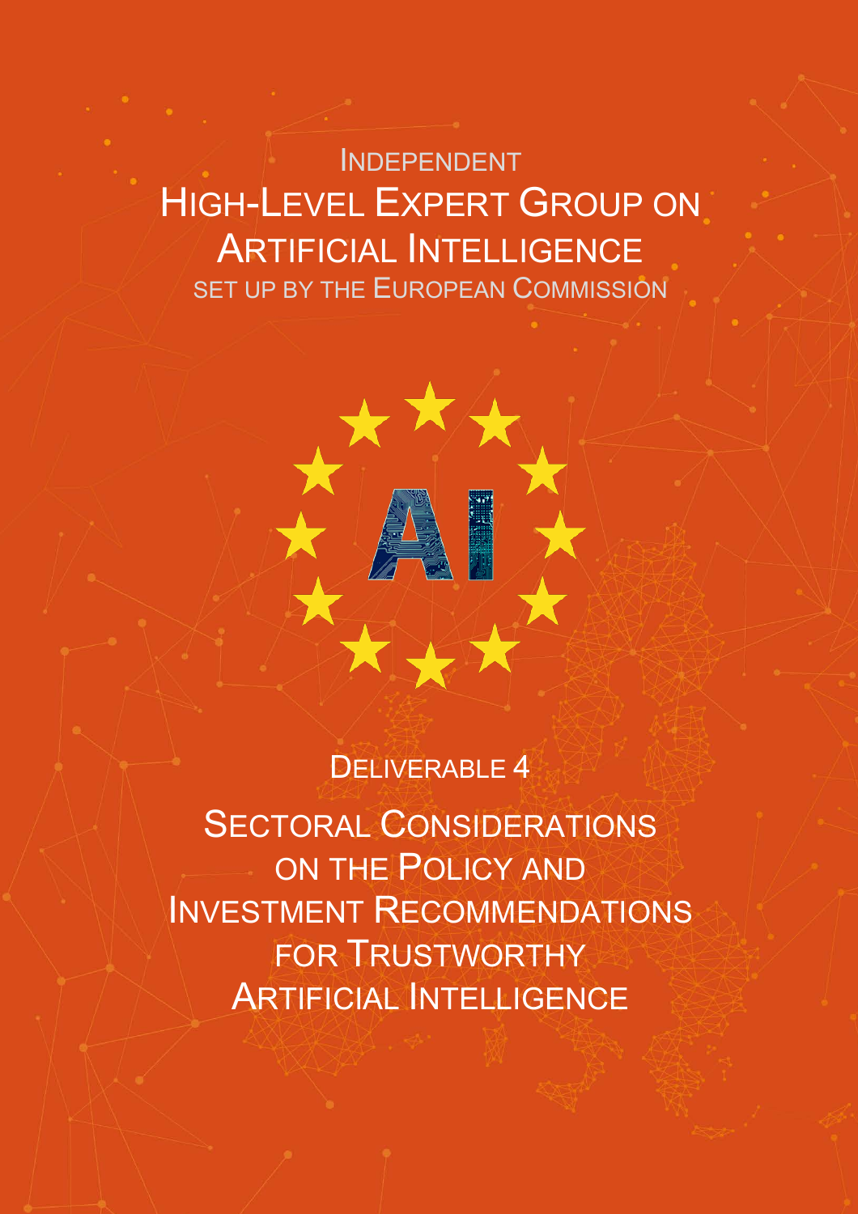INDEPENDENT

# HIGH-LEVEL EXPERT GROUP ON ARTIFICIAL INTELLIGENCE

SET UP BY THE EUROPEAN COMMISSION

AI

DELIVERABLE 4

# SECTORAL CONSIDERATIONS ON THE POLICY AND INVESTMENT RECOMMENDATIONS FOR TRUSTWORTHY ARTIFICIAL INTELLIGENCE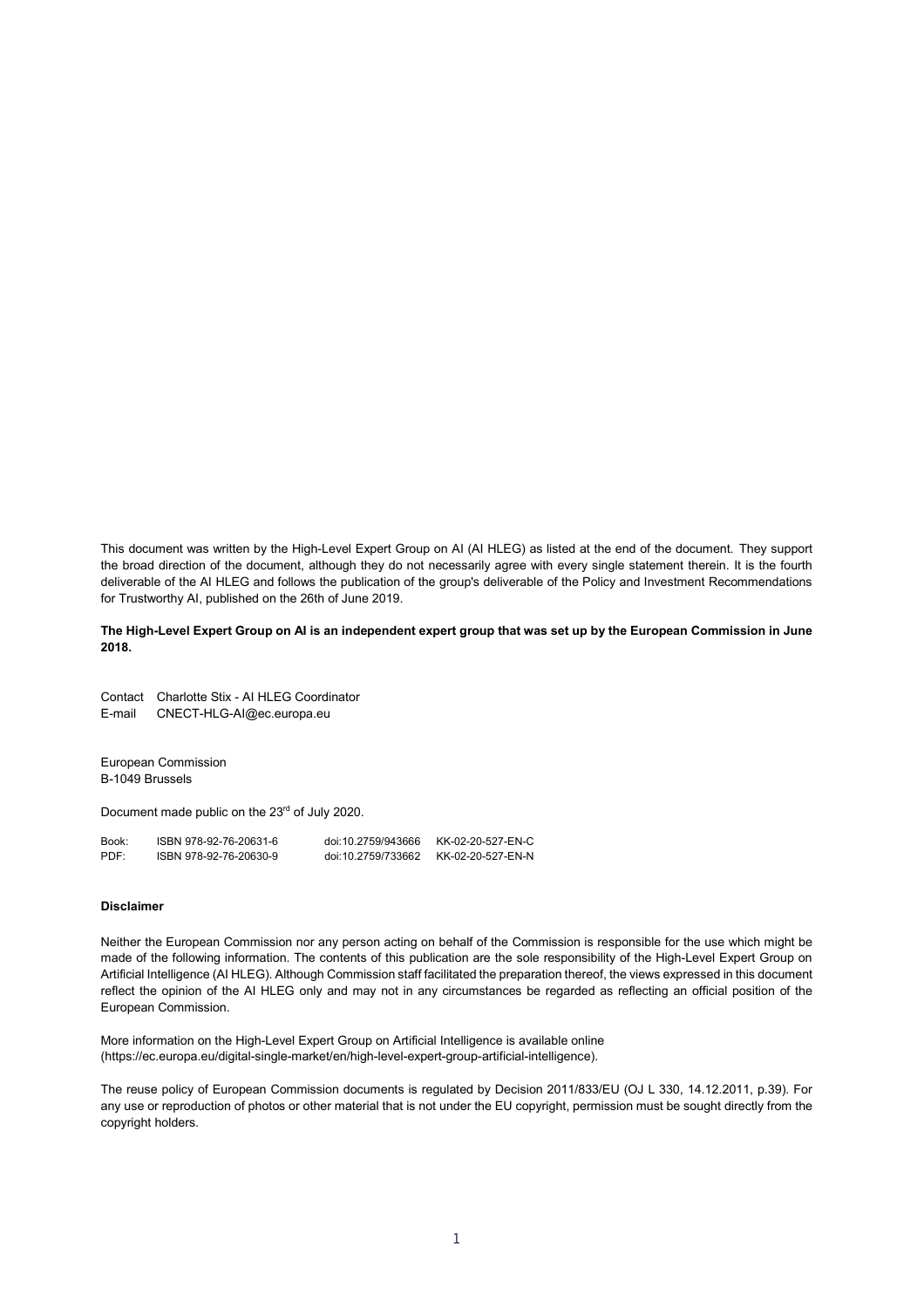This document was written by the High-Level Expert Group on AI (AI HLEG) as listed at the end of the document. They support the broad direction of the document, although they do not necessarily agree with every single statement therein. It is the fourth deliverable of the AI HLEG and follows the publication of the group's deliverable of the Policy and Investment Recommendations for Trustworthy AI, published on the 26th of June 2019.

**The High-Level Expert Group on AI is an independent expert group that was set up by the European Commission in June 2018.**

Contact Charlotte Stix - AI HLEG Coordinator
E-mail CNECT-HLG-AI@ec.europa.eu

European Commission
B-1049 Brussels

Document made public on the 23rd of July 2020.

| | | | |
|---|---|---|---|
| Book: | ISBN 978-92-76-20631-6 | doi:10.2759/943666 | KK-02-20-527-EN-C |
| PDF: | ISBN 978-92-76-20630-9 | doi:10.2759/733662 | KK-02-20-527-EN-N |

**Disclaimer**

Neither the European Commission nor any person acting on behalf of the Commission is responsible for the use which might be made of the following information. The contents of this publication are the sole responsibility of the High-Level Expert Group on Artificial Intelligence (AI HLEG). Although Commission staff facilitated the preparation thereof, the views expressed in this document reflect the opinion of the AI HLEG only and may not in any circumstances be regarded as reflecting an official position of the European Commission.

More information on the High-Level Expert Group on Artificial Intelligence is available online (https://ec.europa.eu/digital-single-market/en/high-level-expert-group-artificial-intelligence).

The reuse policy of European Commission documents is regulated by Decision 2011/833/EU (OJ L 330, 14.12.2011, p.39). For any use or reproduction of photos or other material that is not under the EU copyright, permission must be sought directly from the copyright holders.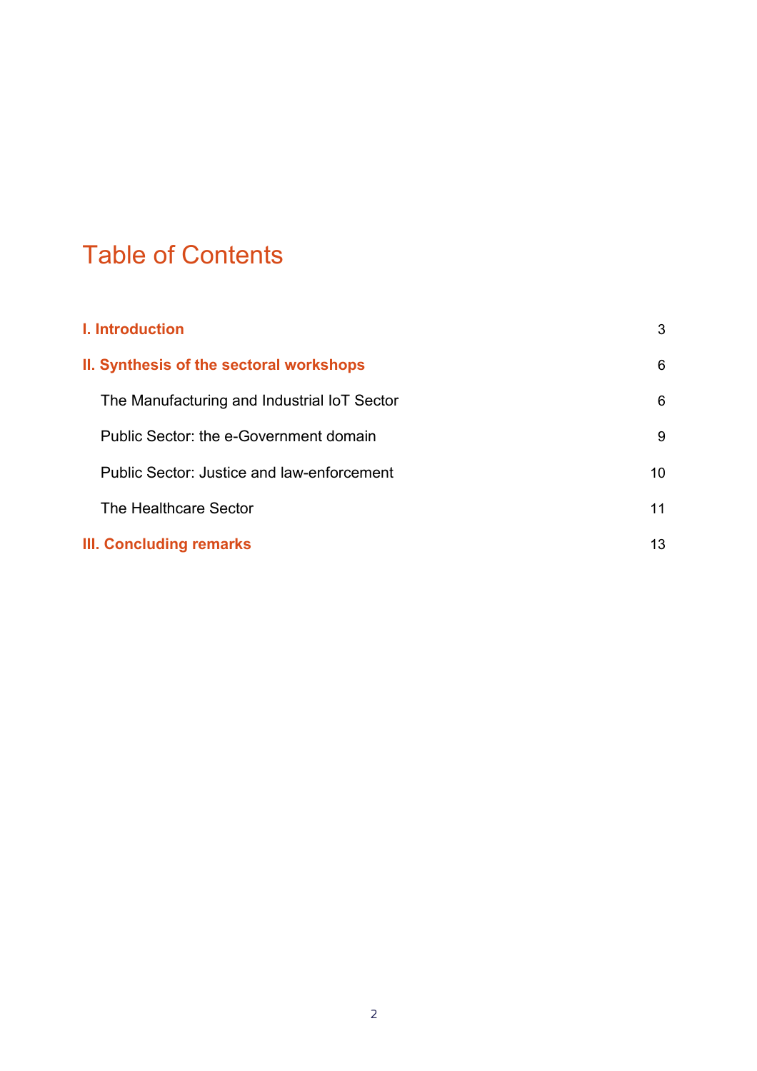# Table of Contents

| | |
|---|---|
| **I. Introduction** | 3 |
| **II. Synthesis of the sectoral workshops** | 6 |
| The Manufacturing and Industrial IoT Sector | 6 |
| Public Sector: the e-Government domain | 9 |
| Public Sector: Justice and law-enforcement | 10 |
| The Healthcare Sector | 11 |
| **III. Concluding remarks** | 13 |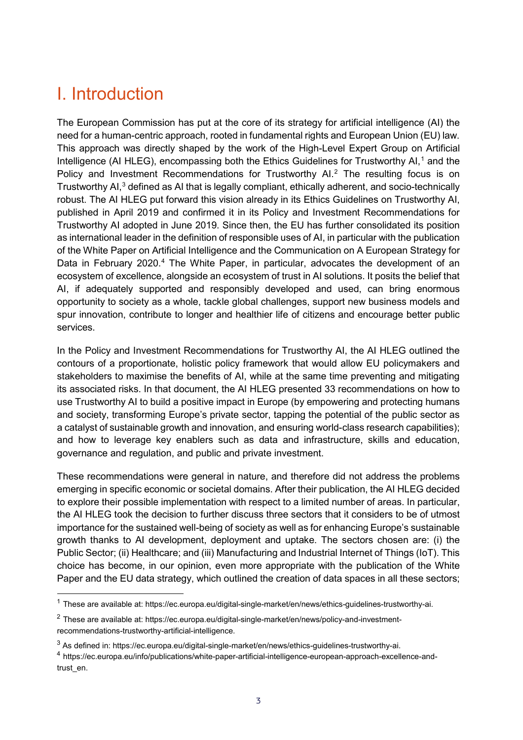# I. Introduction

The European Commission has put at the core of its strategy for artificial intelligence (AI) the need for a human-centric approach, rooted in fundamental rights and European Union (EU) law. This approach was directly shaped by the work of the High-Level Expert Group on Artificial Intelligence (AI HLEG), encompassing both the Ethics Guidelines for Trustworthy AI,[1] and the Policy and Investment Recommendations for Trustworthy AI.[2] The resulting focus is on Trustworthy AI,[3] defined as AI that is legally compliant, ethically adherent, and socio-technically robust. The AI HLEG put forward this vision already in its Ethics Guidelines on Trustworthy AI, published in April 2019 and confirmed it in its Policy and Investment Recommendations for Trustworthy AI adopted in June 2019. Since then, the EU has further consolidated its position as international leader in the definition of responsible uses of AI, in particular with the publication of the White Paper on Artificial Intelligence and the Communication on A European Strategy for Data in February 2020.[4] The White Paper, in particular, advocates the development of an ecosystem of excellence, alongside an ecosystem of trust in AI solutions. It posits the belief that AI, if adequately supported and responsibly developed and used, can bring enormous opportunity to society as a whole, tackle global challenges, support new business models and spur innovation, contribute to longer and healthier life of citizens and encourage better public services.

In the Policy and Investment Recommendations for Trustworthy AI, the AI HLEG outlined the contours of a proportionate, holistic policy framework that would allow EU policymakers and stakeholders to maximise the benefits of AI, while at the same time preventing and mitigating its associated risks. In that document, the AI HLEG presented 33 recommendations on how to use Trustworthy AI to build a positive impact in Europe (by empowering and protecting humans and society, transforming Europe's private sector, tapping the potential of the public sector as a catalyst of sustainable growth and innovation, and ensuring world-class research capabilities); and how to leverage key enablers such as data and infrastructure, skills and education, governance and regulation, and public and private investment.

These recommendations were general in nature, and therefore did not address the problems emerging in specific economic or societal domains. After their publication, the AI HLEG decided to explore their possible implementation with respect to a limited number of areas. In particular, the AI HLEG took the decision to further discuss three sectors that it considers to be of utmost importance for the sustained well-being of society as well as for enhancing Europe's sustainable growth thanks to AI development, deployment and uptake. The sectors chosen are: (i) the Public Sector; (ii) Healthcare; and (iii) Manufacturing and Industrial Internet of Things (IoT). This choice has become, in our opinion, even more appropriate with the publication of the White Paper and the EU data strategy, which outlined the creation of data spaces in all these sectors;

[1] These are available at: https://ec.europa.eu/digital-single-market/en/news/ethics-guidelines-trustworthy-ai.

[2] These are available at: https://ec.europa.eu/digital-single-market/en/news/policy-and-investment-recommendations-trustworthy-artificial-intelligence.

[3] As defined in: https://ec.europa.eu/digital-single-market/en/news/ethics-guidelines-trustworthy-ai.

[4] https://ec.europa.eu/info/publications/white-paper-artificial-intelligence-european-approach-excellence-and-trust_en.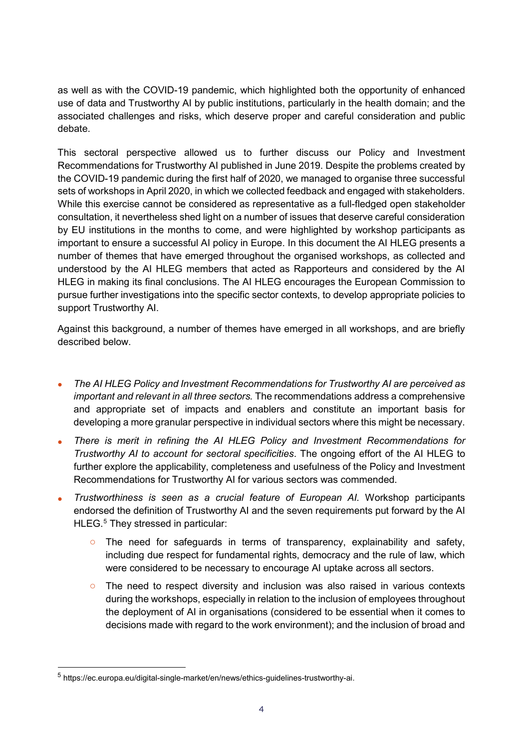as well as with the COVID-19 pandemic, which highlighted both the opportunity of enhanced use of data and Trustworthy AI by public institutions, particularly in the health domain; and the associated challenges and risks, which deserve proper and careful consideration and public debate.

This sectoral perspective allowed us to further discuss our Policy and Investment Recommendations for Trustworthy AI published in June 2019. Despite the problems created by the COVID-19 pandemic during the first half of 2020, we managed to organise three successful sets of workshops in April 2020, in which we collected feedback and engaged with stakeholders. While this exercise cannot be considered as representative as a full-fledged open stakeholder consultation, it nevertheless shed light on a number of issues that deserve careful consideration by EU institutions in the months to come, and were highlighted by workshop participants as important to ensure a successful AI policy in Europe. In this document the AI HLEG presents a number of themes that have emerged throughout the organised workshops, as collected and understood by the AI HLEG members that acted as Rapporteurs and considered by the AI HLEG in making its final conclusions. The AI HLEG encourages the European Commission to pursue further investigations into the specific sector contexts, to develop appropriate policies to support Trustworthy AI.

Against this background, a number of themes have emerged in all workshops, and are briefly described below.

- *The AI HLEG Policy and Investment Recommendations for Trustworthy AI are perceived as important and relevant in all three sectors.* The recommendations address a comprehensive and appropriate set of impacts and enablers and constitute an important basis for developing a more granular perspective in individual sectors where this might be necessary.
- *There is merit in refining the AI HLEG Policy and Investment Recommendations for Trustworthy AI to account for sectoral specificities*. The ongoing effort of the AI HLEG to further explore the applicability, completeness and usefulness of the Policy and Investment Recommendations for Trustworthy AI for various sectors was commended.
- *Trustworthiness is seen as a crucial feature of European AI.* Workshop participants endorsed the definition of Trustworthy AI and the seven requirements put forward by the AI HLEG.[5] They stressed in particular:
    - The need for safeguards in terms of transparency, explainability and safety, including due respect for fundamental rights, democracy and the rule of law, which were considered to be necessary to encourage AI uptake across all sectors.
    - The need to respect diversity and inclusion was also raised in various contexts during the workshops, especially in relation to the inclusion of employees throughout the deployment of AI in organisations (considered to be essential when it comes to decisions made with regard to the work environment); and the inclusion of broad and

[5] https://ec.europa.eu/digital-single-market/en/news/ethics-guidelines-trustworthy-ai.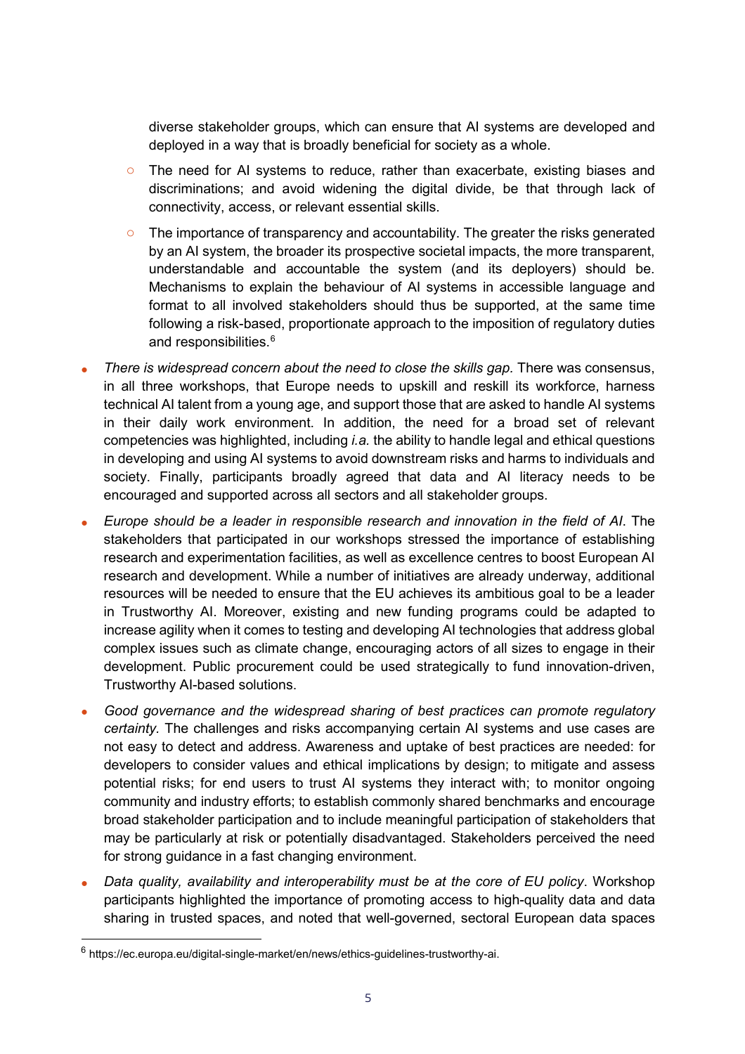diverse stakeholder groups, which can ensure that AI systems are developed and deployed in a way that is broadly beneficial for society as a whole.

    - The need for AI systems to reduce, rather than exacerbate, existing biases and discriminations; and avoid widening the digital divide, be that through lack of connectivity, access, or relevant essential skills.
    - The importance of transparency and accountability. The greater the risks generated by an AI system, the broader its prospective societal impacts, the more transparent, understandable and accountable the system (and its deployers) should be. Mechanisms to explain the behaviour of AI systems in accessible language and format to all involved stakeholders should thus be supported, at the same time following a risk-based, proportionate approach to the imposition of regulatory duties and responsibilities.[6]

- *There is widespread concern about the need to close the skills gap.* There was consensus, in all three workshops, that Europe needs to upskill and reskill its workforce, harness technical AI talent from a young age, and support those that are asked to handle AI systems in their daily work environment. In addition, the need for a broad set of relevant competencies was highlighted, including *i.a.* the ability to handle legal and ethical questions in developing and using AI systems to avoid downstream risks and harms to individuals and society. Finally, participants broadly agreed that data and AI literacy needs to be encouraged and supported across all sectors and all stakeholder groups.
- *Europe should be a leader in responsible research and innovation in the field of AI*. The stakeholders that participated in our workshops stressed the importance of establishing research and experimentation facilities, as well as excellence centres to boost European AI research and development. While a number of initiatives are already underway, additional resources will be needed to ensure that the EU achieves its ambitious goal to be a leader in Trustworthy AI. Moreover, existing and new funding programs could be adapted to increase agility when it comes to testing and developing AI technologies that address global complex issues such as climate change, encouraging actors of all sizes to engage in their development. Public procurement could be used strategically to fund innovation-driven, Trustworthy AI-based solutions.
- *Good governance and the widespread sharing of best practices can promote regulatory certainty.* The challenges and risks accompanying certain AI systems and use cases are not easy to detect and address. Awareness and uptake of best practices are needed: for developers to consider values and ethical implications by design; to mitigate and assess potential risks; for end users to trust AI systems they interact with; to monitor ongoing community and industry efforts; to establish commonly shared benchmarks and encourage broad stakeholder participation and to include meaningful participation of stakeholders that may be particularly at risk or potentially disadvantaged. Stakeholders perceived the need for strong guidance in a fast changing environment.
- *Data quality, availability and interoperability must be at the core of EU policy*. Workshop participants highlighted the importance of promoting access to high-quality data and data sharing in trusted spaces, and noted that well-governed, sectoral European data spaces

[6] https://ec.europa.eu/digital-single-market/en/news/ethics-guidelines-trustworthy-ai.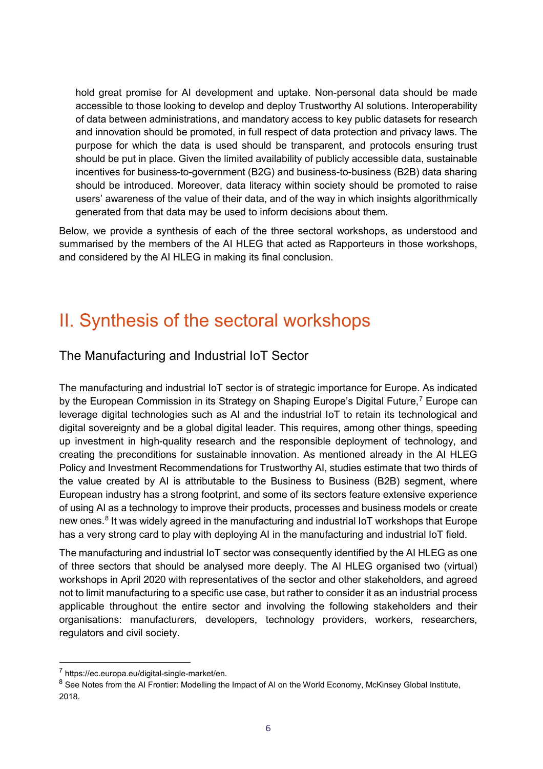hold great promise for AI development and uptake. Non-personal data should be made accessible to those looking to develop and deploy Trustworthy AI solutions. Interoperability of data between administrations, and mandatory access to key public datasets for research and innovation should be promoted, in full respect of data protection and privacy laws. The purpose for which the data is used should be transparent, and protocols ensuring trust should be put in place. Given the limited availability of publicly accessible data, sustainable incentives for business-to-government (B2G) and business-to-business (B2B) data sharing should be introduced. Moreover, data literacy within society should be promoted to raise users' awareness of the value of their data, and of the way in which insights algorithmically generated from that data may be used to inform decisions about them.

Below, we provide a synthesis of each of the three sectoral workshops, as understood and summarised by the members of the AI HLEG that acted as Rapporteurs in those workshops, and considered by the AI HLEG in making its final conclusion.

# II. Synthesis of the sectoral workshops

## The Manufacturing and Industrial IoT Sector

The manufacturing and industrial IoT sector is of strategic importance for Europe. As indicated by the European Commission in its Strategy on Shaping Europe's Digital Future,[7] Europe can leverage digital technologies such as AI and the industrial IoT to retain its technological and digital sovereignty and be a global digital leader. This requires, among other things, speeding up investment in high-quality research and the responsible deployment of technology, and creating the preconditions for sustainable innovation. As mentioned already in the AI HLEG Policy and Investment Recommendations for Trustworthy AI, studies estimate that two thirds of the value created by AI is attributable to the Business to Business (B2B) segment, where European industry has a strong footprint, and some of its sectors feature extensive experience of using AI as a technology to improve their products, processes and business models or create new ones.[8] It was widely agreed in the manufacturing and industrial IoT workshops that Europe has a very strong card to play with deploying AI in the manufacturing and industrial IoT field.

The manufacturing and industrial IoT sector was consequently identified by the AI HLEG as one of three sectors that should be analysed more deeply. The AI HLEG organised two (virtual) workshops in April 2020 with representatives of the sector and other stakeholders, and agreed not to limit manufacturing to a specific use case, but rather to consider it as an industrial process applicable throughout the entire sector and involving the following stakeholders and their organisations: manufacturers, developers, technology providers, workers, researchers, regulators and civil society.

[7] https://ec.europa.eu/digital-single-market/en.

[8] See Notes from the AI Frontier: Modelling the Impact of AI on the World Economy, McKinsey Global Institute, 2018.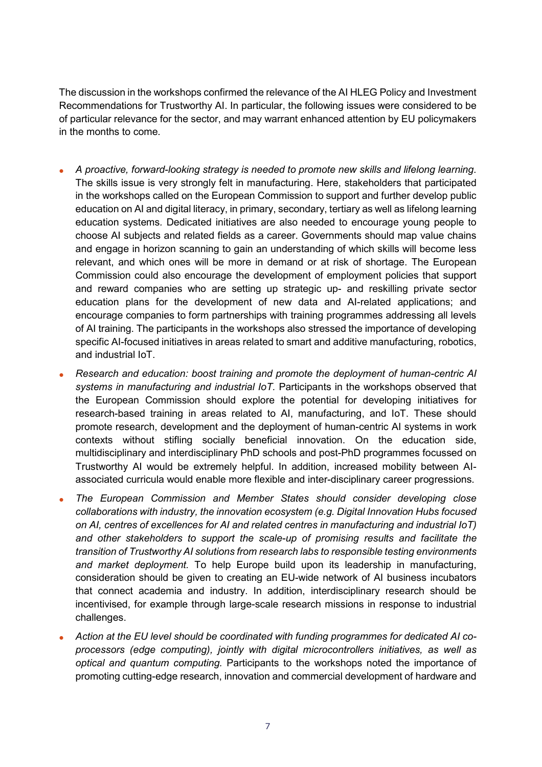The discussion in the workshops confirmed the relevance of the AI HLEG Policy and Investment Recommendations for Trustworthy AI. In particular, the following issues were considered to be of particular relevance for the sector, and may warrant enhanced attention by EU policymakers in the months to come.

- *A proactive, forward-looking strategy is needed to promote new skills and lifelong learning.* The skills issue is very strongly felt in manufacturing. Here, stakeholders that participated in the workshops called on the European Commission to support and further develop public education on AI and digital literacy, in primary, secondary, tertiary as well as lifelong learning education systems. Dedicated initiatives are also needed to encourage young people to choose AI subjects and related fields as a career. Governments should map value chains and engage in horizon scanning to gain an understanding of which skills will become less relevant, and which ones will be more in demand or at risk of shortage. The European Commission could also encourage the development of employment policies that support and reward companies who are setting up strategic up- and reskilling private sector education plans for the development of new data and AI-related applications; and encourage companies to form partnerships with training programmes addressing all levels of AI training. The participants in the workshops also stressed the importance of developing specific AI-focused initiatives in areas related to smart and additive manufacturing, robotics, and industrial IoT.
- *Research and education: boost training and promote the deployment of human-centric AI systems in manufacturing and industrial IoT.* Participants in the workshops observed that the European Commission should explore the potential for developing initiatives for research-based training in areas related to AI, manufacturing, and IoT. These should promote research, development and the deployment of human-centric AI systems in work contexts without stifling socially beneficial innovation. On the education side, multidisciplinary and interdisciplinary PhD schools and post-PhD programmes focussed on Trustworthy AI would be extremely helpful. In addition, increased mobility between AI-associated curricula would enable more flexible and inter-disciplinary career progressions.
- *The European Commission and Member States should consider developing close collaborations with industry, the innovation ecosystem (e.g. Digital Innovation Hubs focused on AI, centres of excellences for AI and related centres in manufacturing and industrial IoT) and other stakeholders to support the scale-up of promising results and facilitate the transition of Trustworthy AI solutions from research labs to responsible testing environments and market deployment.* To help Europe build upon its leadership in manufacturing, consideration should be given to creating an EU-wide network of AI business incubators that connect academia and industry. In addition, interdisciplinary research should be incentivised, for example through large-scale research missions in response to industrial challenges.
- *Action at the EU level should be coordinated with funding programmes for dedicated AI co-processors (edge computing), jointly with digital microcontrollers initiatives, as well as optical and quantum computing.* Participants to the workshops noted the importance of promoting cutting-edge research, innovation and commercial development of hardware and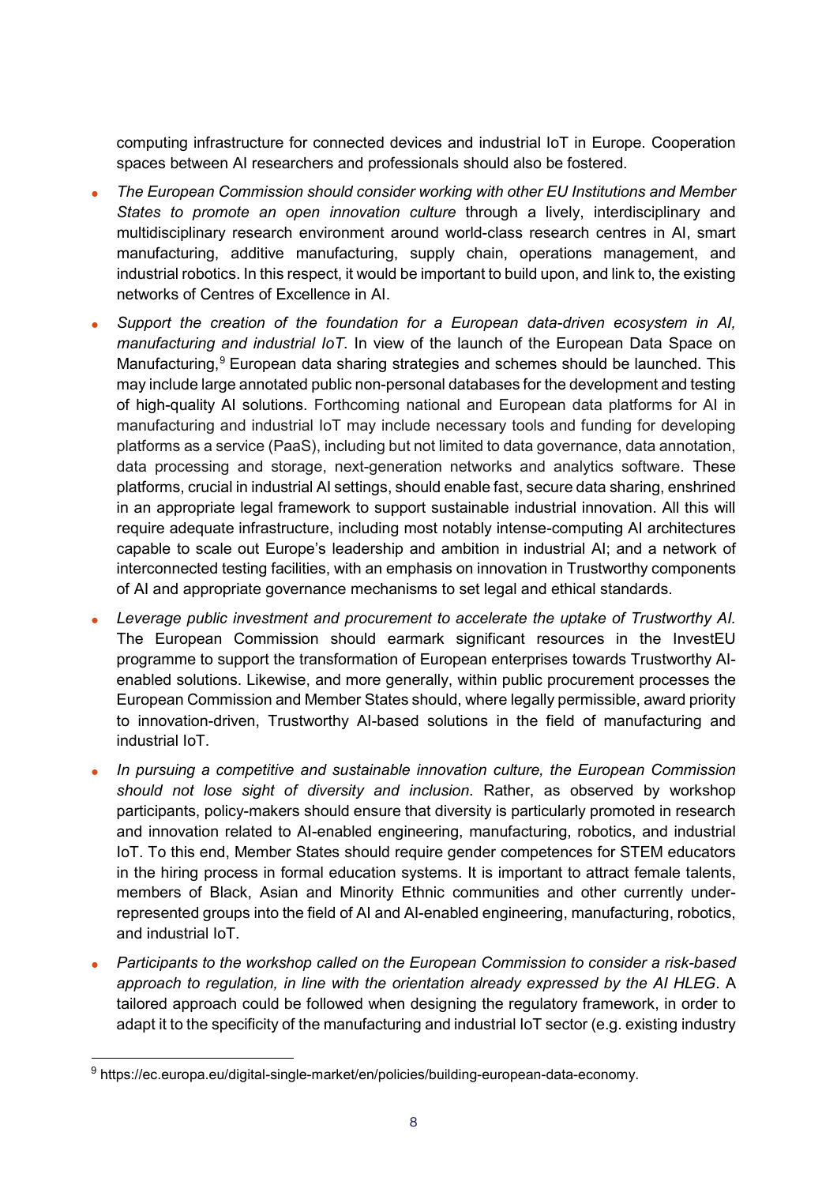computing infrastructure for connected devices and industrial IoT in Europe. Cooperation spaces between AI researchers and professionals should also be fostered.

- *The European Commission should consider working with other EU Institutions and Member States to promote an open innovation culture* through a lively, interdisciplinary and multidisciplinary research environment around world-class research centres in AI, smart manufacturing, additive manufacturing, supply chain, operations management, and industrial robotics. In this respect, it would be important to build upon, and link to, the existing networks of Centres of Excellence in AI.
- *Support the creation of the foundation for a European data-driven ecosystem in AI, manufacturing and industrial IoT*. In view of the launch of the European Data Space on Manufacturing,[9] European data sharing strategies and schemes should be launched. This may include large annotated public non-personal databases for the development and testing of high-quality AI solutions. Forthcoming national and European data platforms for AI in manufacturing and industrial IoT may include necessary tools and funding for developing platforms as a service (PaaS), including but not limited to data governance, data annotation, data processing and storage, next-generation networks and analytics software. These platforms, crucial in industrial AI settings, should enable fast, secure data sharing, enshrined in an appropriate legal framework to support sustainable industrial innovation. All this will require adequate infrastructure, including most notably intense-computing AI architectures capable to scale out Europe's leadership and ambition in industrial AI; and a network of interconnected testing facilities, with an emphasis on innovation in Trustworthy components of AI and appropriate governance mechanisms to set legal and ethical standards.
- *Leverage public investment and procurement to accelerate the uptake of Trustworthy AI.* The European Commission should earmark significant resources in the InvestEU programme to support the transformation of European enterprises towards Trustworthy AI-enabled solutions. Likewise, and more generally, within public procurement processes the European Commission and Member States should, where legally permissible, award priority to innovation-driven, Trustworthy AI-based solutions in the field of manufacturing and industrial IoT.
- *In pursuing a competitive and sustainable innovation culture, the European Commission should not lose sight of diversity and inclusion*. Rather, as observed by workshop participants, policy-makers should ensure that diversity is particularly promoted in research and innovation related to AI-enabled engineering, manufacturing, robotics, and industrial IoT. To this end, Member States should require gender competences for STEM educators in the hiring process in formal education systems. It is important to attract female talents, members of Black, Asian and Minority Ethnic communities and other currently under-represented groups into the field of AI and AI-enabled engineering, manufacturing, robotics, and industrial IoT.
- *Participants to the workshop called on the European Commission to consider a risk-based approach to regulation, in line with the orientation already expressed by the AI HLEG*. A tailored approach could be followed when designing the regulatory framework, in order to adapt it to the specificity of the manufacturing and industrial IoT sector (e.g. existing industry

[9] https://ec.europa.eu/digital-single-market/en/policies/building-european-data-economy.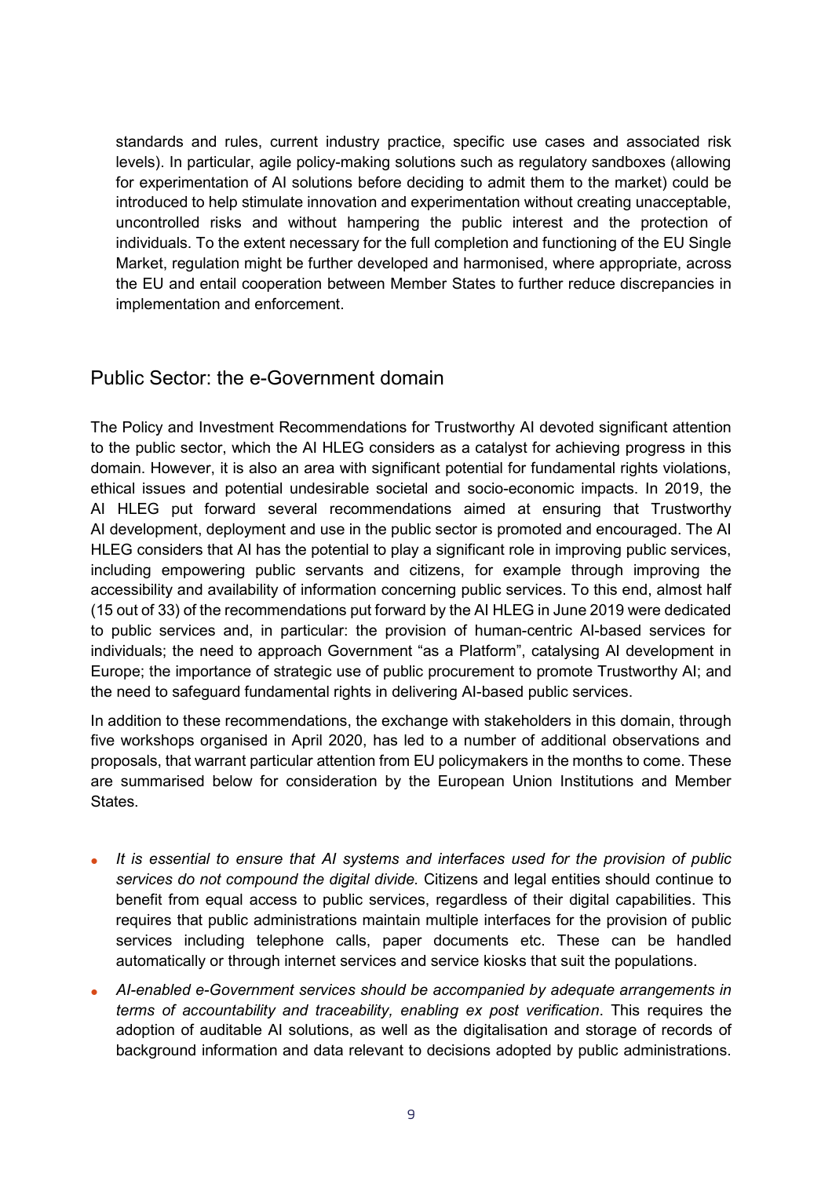standards and rules, current industry practice, specific use cases and associated risk levels). In particular, agile policy-making solutions such as regulatory sandboxes (allowing for experimentation of AI solutions before deciding to admit them to the market) could be introduced to help stimulate innovation and experimentation without creating unacceptable, uncontrolled risks and without hampering the public interest and the protection of individuals. To the extent necessary for the full completion and functioning of the EU Single Market, regulation might be further developed and harmonised, where appropriate, across the EU and entail cooperation between Member States to further reduce discrepancies in implementation and enforcement.

## Public Sector: the e-Government domain

The Policy and Investment Recommendations for Trustworthy AI devoted significant attention to the public sector, which the AI HLEG considers as a catalyst for achieving progress in this domain. However, it is also an area with significant potential for fundamental rights violations, ethical issues and potential undesirable societal and socio-economic impacts. In 2019, the AI HLEG put forward several recommendations aimed at ensuring that Trustworthy AI development, deployment and use in the public sector is promoted and encouraged. The AI HLEG considers that AI has the potential to play a significant role in improving public services, including empowering public servants and citizens, for example through improving the accessibility and availability of information concerning public services. To this end, almost half (15 out of 33) of the recommendations put forward by the AI HLEG in June 2019 were dedicated to public services and, in particular: the provision of human-centric AI-based services for individuals; the need to approach Government "as a Platform", catalysing AI development in Europe; the importance of strategic use of public procurement to promote Trustworthy AI; and the need to safeguard fundamental rights in delivering AI-based public services.

In addition to these recommendations, the exchange with stakeholders in this domain, through five workshops organised in April 2020, has led to a number of additional observations and proposals, that warrant particular attention from EU policymakers in the months to come. These are summarised below for consideration by the European Union Institutions and Member States.

- *It is essential to ensure that AI systems and interfaces used for the provision of public services do not compound the digital divide.* Citizens and legal entities should continue to benefit from equal access to public services, regardless of their digital capabilities. This requires that public administrations maintain multiple interfaces for the provision of public services including telephone calls, paper documents etc. These can be handled automatically or through internet services and service kiosks that suit the populations.
- *AI-enabled e-Government services should be accompanied by adequate arrangements in terms of accountability and traceability, enabling ex post verification*. This requires the adoption of auditable AI solutions, as well as the digitalisation and storage of records of background information and data relevant to decisions adopted by public administrations.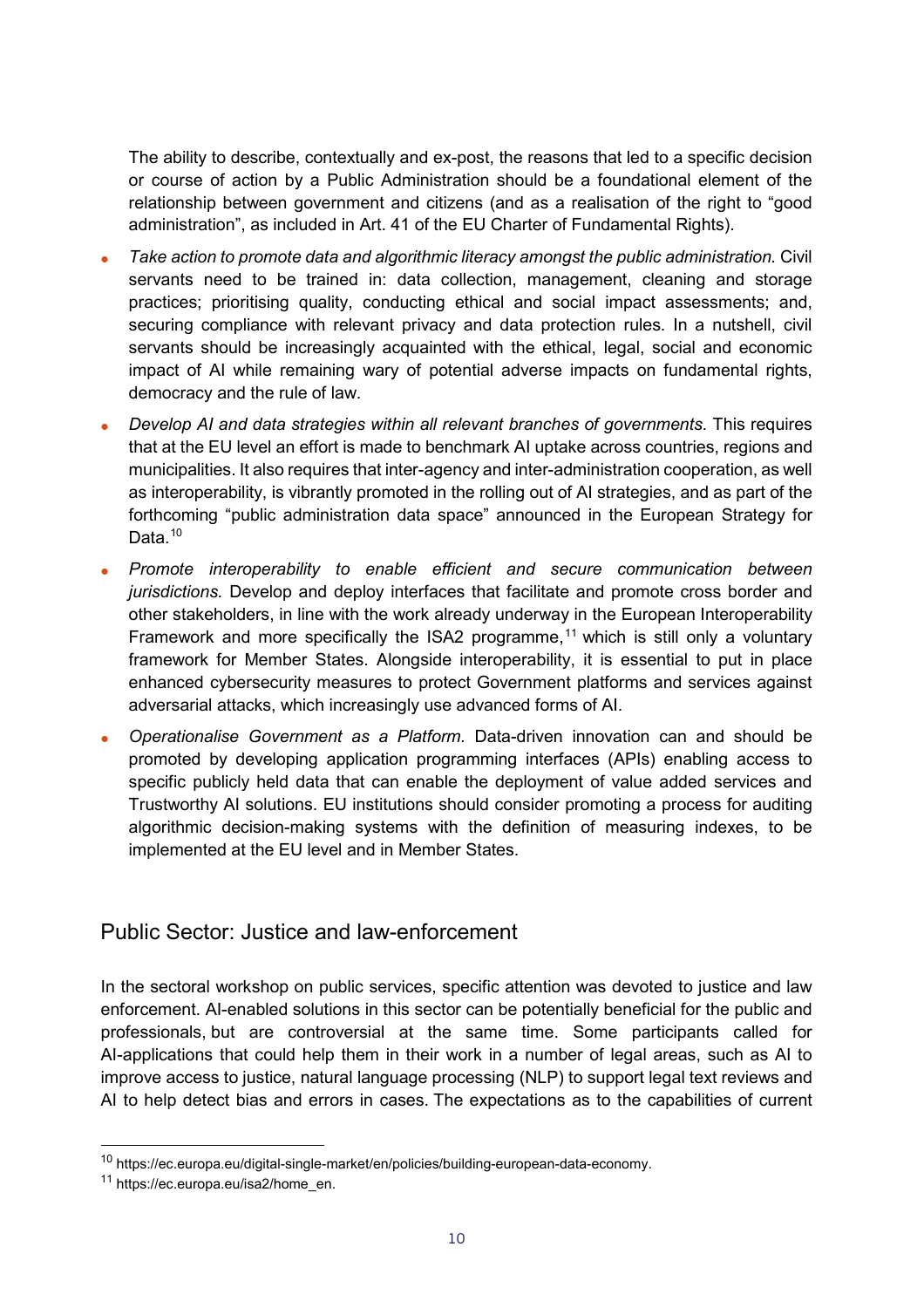The ability to describe, contextually and ex-post, the reasons that led to a specific decision or course of action by a Public Administration should be a foundational element of the relationship between government and citizens (and as a realisation of the right to "good administration", as included in Art. 41 of the EU Charter of Fundamental Rights).

- *Take action to promote data and algorithmic literacy amongst the public administration.* Civil servants need to be trained in: data collection, management, cleaning and storage practices; prioritising quality, conducting ethical and social impact assessments; and, securing compliance with relevant privacy and data protection rules. In a nutshell, civil servants should be increasingly acquainted with the ethical, legal, social and economic impact of AI while remaining wary of potential adverse impacts on fundamental rights, democracy and the rule of law.
- *Develop AI and data strategies within all relevant branches of governments.* This requires that at the EU level an effort is made to benchmark AI uptake across countries, regions and municipalities. It also requires that inter-agency and inter-administration cooperation, as well as interoperability, is vibrantly promoted in the rolling out of AI strategies, and as part of the forthcoming "public administration data space" announced in the European Strategy for Data.[10]
- *Promote interoperability to enable efficient and secure communication between jurisdictions.* Develop and deploy interfaces that facilitate and promote cross border and other stakeholders, in line with the work already underway in the European Interoperability Framework and more specifically the ISA2 programme,[11] which is still only a voluntary framework for Member States. Alongside interoperability, it is essential to put in place enhanced cybersecurity measures to protect Government platforms and services against adversarial attacks, which increasingly use advanced forms of AI.
- *Operationalise Government as a Platform.* Data-driven innovation can and should be promoted by developing application programming interfaces (APIs) enabling access to specific publicly held data that can enable the deployment of value added services and Trustworthy AI solutions. EU institutions should consider promoting a process for auditing algorithmic decision-making systems with the definition of measuring indexes, to be implemented at the EU level and in Member States.

## Public Sector: Justice and law-enforcement

In the sectoral workshop on public services, specific attention was devoted to justice and law enforcement. AI-enabled solutions in this sector can be potentially beneficial for the public and professionals, but are controversial at the same time. Some participants called for AI-applications that could help them in their work in a number of legal areas, such as AI to improve access to justice, natural language processing (NLP) to support legal text reviews and AI to help detect bias and errors in cases. The expectations as to the capabilities of current

---

[10] https://ec.europa.eu/digital-single-market/en/policies/building-european-data-economy.

[11] https://ec.europa.eu/isa2/home_en.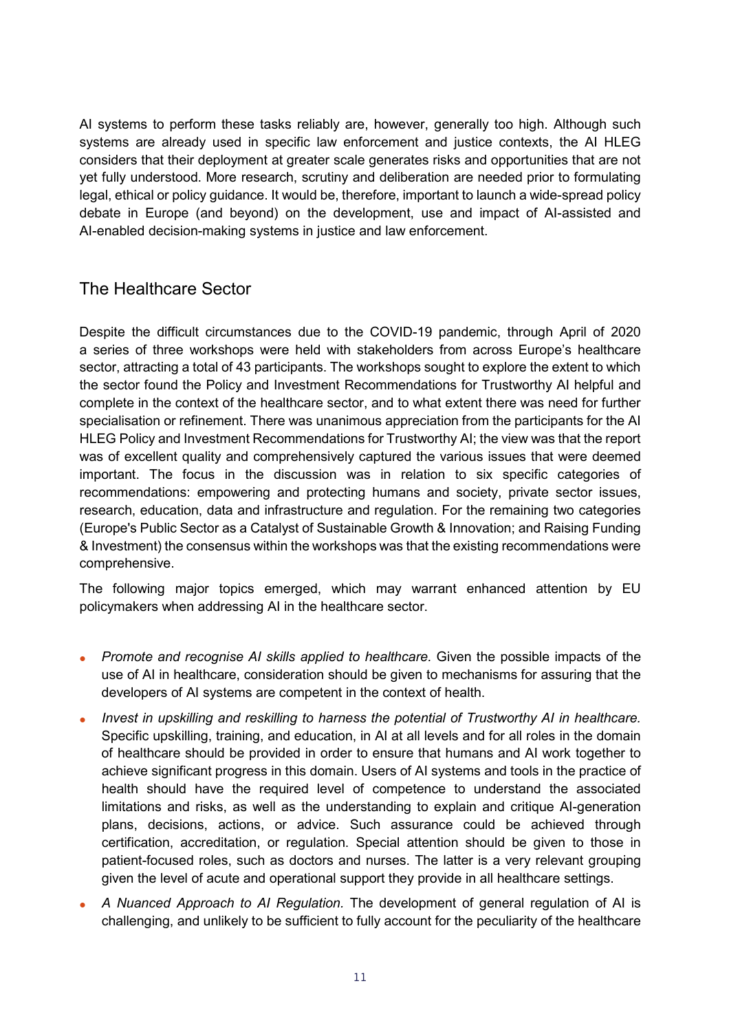AI systems to perform these tasks reliably are, however, generally too high. Although such systems are already used in specific law enforcement and justice contexts, the AI HLEG considers that their deployment at greater scale generates risks and opportunities that are not yet fully understood. More research, scrutiny and deliberation are needed prior to formulating legal, ethical or policy guidance. It would be, therefore, important to launch a wide-spread policy debate in Europe (and beyond) on the development, use and impact of AI-assisted and AI-enabled decision-making systems in justice and law enforcement.

## The Healthcare Sector

Despite the difficult circumstances due to the COVID-19 pandemic, through April of 2020 a series of three workshops were held with stakeholders from across Europe's healthcare sector, attracting a total of 43 participants. The workshops sought to explore the extent to which the sector found the Policy and Investment Recommendations for Trustworthy AI helpful and complete in the context of the healthcare sector, and to what extent there was need for further specialisation or refinement. There was unanimous appreciation from the participants for the AI HLEG Policy and Investment Recommendations for Trustworthy AI; the view was that the report was of excellent quality and comprehensively captured the various issues that were deemed important. The focus in the discussion was in relation to six specific categories of recommendations: empowering and protecting humans and society, private sector issues, research, education, data and infrastructure and regulation. For the remaining two categories (Europe's Public Sector as a Catalyst of Sustainable Growth & Innovation; and Raising Funding & Investment) the consensus within the workshops was that the existing recommendations were comprehensive.

The following major topics emerged, which may warrant enhanced attention by EU policymakers when addressing AI in the healthcare sector.

- *Promote and recognise AI skills applied to healthcare.* Given the possible impacts of the use of AI in healthcare, consideration should be given to mechanisms for assuring that the developers of AI systems are competent in the context of health.
- *Invest in upskilling and reskilling to harness the potential of Trustworthy AI in healthcare.* Specific upskilling, training, and education, in AI at all levels and for all roles in the domain of healthcare should be provided in order to ensure that humans and AI work together to achieve significant progress in this domain. Users of AI systems and tools in the practice of health should have the required level of competence to understand the associated limitations and risks, as well as the understanding to explain and critique AI-generation plans, decisions, actions, or advice. Such assurance could be achieved through certification, accreditation, or regulation. Special attention should be given to those in patient-focused roles, such as doctors and nurses. The latter is a very relevant grouping given the level of acute and operational support they provide in all healthcare settings.
- *A Nuanced Approach to AI Regulation.* The development of general regulation of AI is challenging, and unlikely to be sufficient to fully account for the peculiarity of the healthcare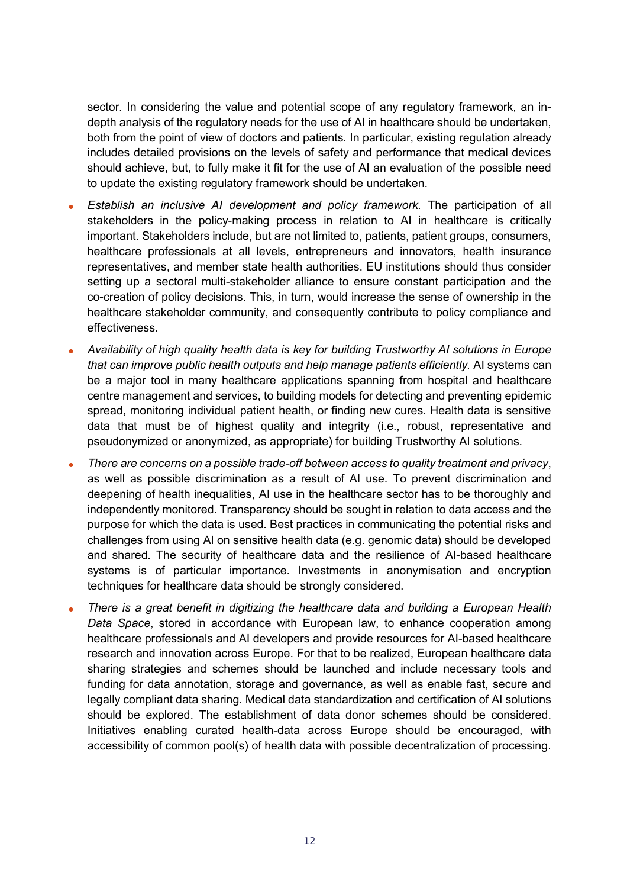sector. In considering the value and potential scope of any regulatory framework, an in-depth analysis of the regulatory needs for the use of AI in healthcare should be undertaken, both from the point of view of doctors and patients. In particular, existing regulation already includes detailed provisions on the levels of safety and performance that medical devices should achieve, but, to fully make it fit for the use of AI an evaluation of the possible need to update the existing regulatory framework should be undertaken.

- *Establish an inclusive AI development and policy framework.* The participation of all stakeholders in the policy-making process in relation to AI in healthcare is critically important. Stakeholders include, but are not limited to, patients, patient groups, consumers, healthcare professionals at all levels, entrepreneurs and innovators, health insurance representatives, and member state health authorities. EU institutions should thus consider setting up a sectoral multi-stakeholder alliance to ensure constant participation and the co-creation of policy decisions. This, in turn, would increase the sense of ownership in the healthcare stakeholder community, and consequently contribute to policy compliance and effectiveness.
- *Availability of high quality health data is key for building Trustworthy AI solutions in Europe that can improve public health outputs and help manage patients efficiently.* AI systems can be a major tool in many healthcare applications spanning from hospital and healthcare centre management and services, to building models for detecting and preventing epidemic spread, monitoring individual patient health, or finding new cures. Health data is sensitive data that must be of highest quality and integrity (i.e., robust, representative and pseudonymized or anonymized, as appropriate) for building Trustworthy AI solutions.
- *There are concerns on a possible trade-off between access to quality treatment and privacy*, as well as possible discrimination as a result of AI use. To prevent discrimination and deepening of health inequalities, AI use in the healthcare sector has to be thoroughly and independently monitored. Transparency should be sought in relation to data access and the purpose for which the data is used. Best practices in communicating the potential risks and challenges from using AI on sensitive health data (e.g. genomic data) should be developed and shared. The security of healthcare data and the resilience of AI-based healthcare systems is of particular importance. Investments in anonymisation and encryption techniques for healthcare data should be strongly considered.
- *There is a great benefit in digitizing the healthcare data and building a European Health Data Space*, stored in accordance with European law, to enhance cooperation among healthcare professionals and AI developers and provide resources for AI-based healthcare research and innovation across Europe. For that to be realized, European healthcare data sharing strategies and schemes should be launched and include necessary tools and funding for data annotation, storage and governance, as well as enable fast, secure and legally compliant data sharing. Medical data standardization and certification of AI solutions should be explored. The establishment of data donor schemes should be considered. Initiatives enabling curated health-data across Europe should be encouraged, with accessibility of common pool(s) of health data with possible decentralization of processing.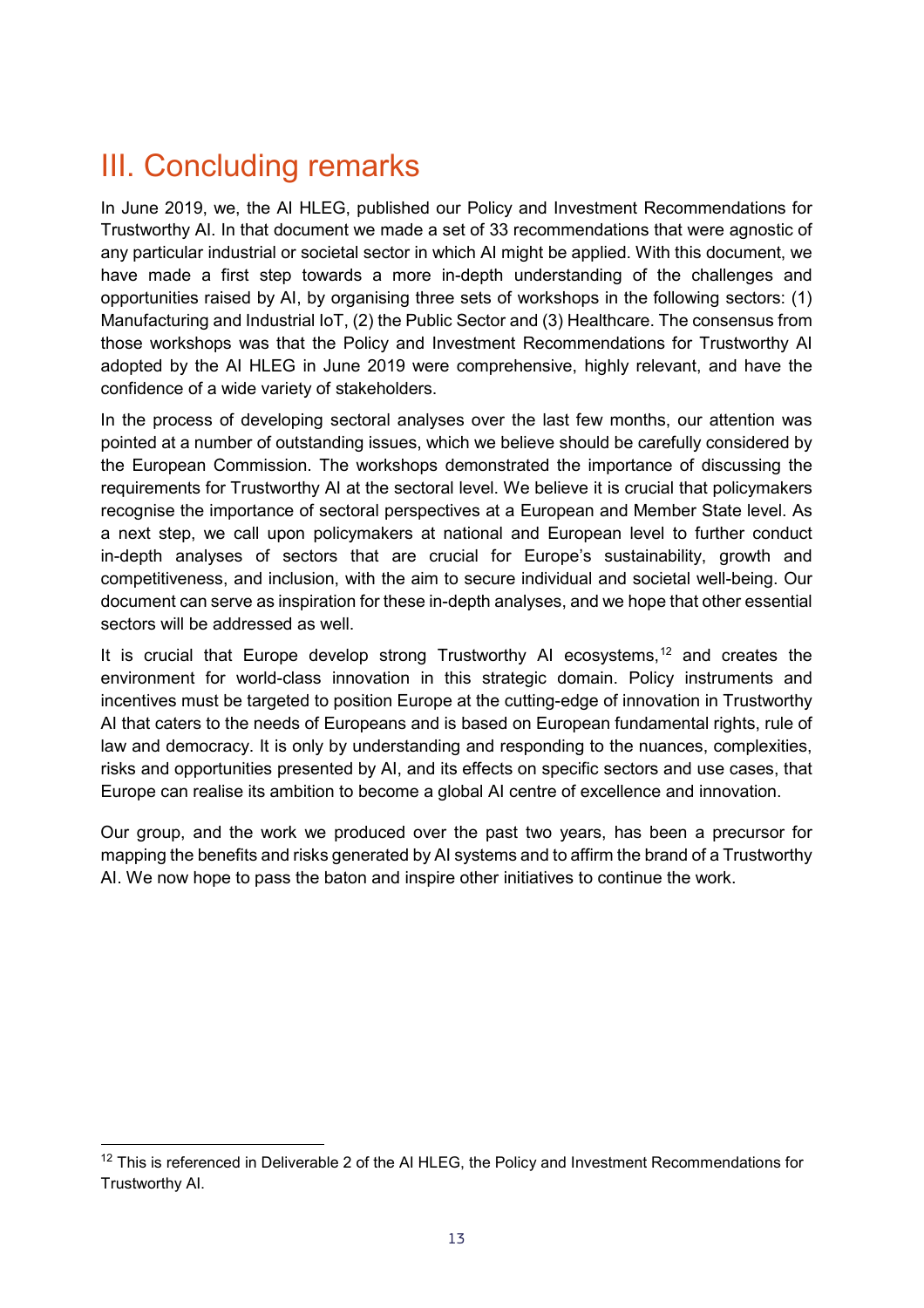# III. Concluding remarks

In June 2019, we, the AI HLEG, published our Policy and Investment Recommendations for Trustworthy AI. In that document we made a set of 33 recommendations that were agnostic of any particular industrial or societal sector in which AI might be applied. With this document, we have made a first step towards a more in-depth understanding of the challenges and opportunities raised by AI, by organising three sets of workshops in the following sectors: (1) Manufacturing and Industrial IoT, (2) the Public Sector and (3) Healthcare. The consensus from those workshops was that the Policy and Investment Recommendations for Trustworthy AI adopted by the AI HLEG in June 2019 were comprehensive, highly relevant, and have the confidence of a wide variety of stakeholders.

In the process of developing sectoral analyses over the last few months, our attention was pointed at a number of outstanding issues, which we believe should be carefully considered by the European Commission. The workshops demonstrated the importance of discussing the requirements for Trustworthy AI at the sectoral level. We believe it is crucial that policymakers recognise the importance of sectoral perspectives at a European and Member State level. As a next step, we call upon policymakers at national and European level to further conduct in-depth analyses of sectors that are crucial for Europe's sustainability, growth and competitiveness, and inclusion, with the aim to secure individual and societal well-being. Our document can serve as inspiration for these in-depth analyses, and we hope that other essential sectors will be addressed as well.

It is crucial that Europe develop strong Trustworthy AI ecosystems,[12] and creates the environment for world-class innovation in this strategic domain. Policy instruments and incentives must be targeted to position Europe at the cutting-edge of innovation in Trustworthy AI that caters to the needs of Europeans and is based on European fundamental rights, rule of law and democracy. It is only by understanding and responding to the nuances, complexities, risks and opportunities presented by AI, and its effects on specific sectors and use cases, that Europe can realise its ambition to become a global AI centre of excellence and innovation.

Our group, and the work we produced over the past two years, has been a precursor for mapping the benefits and risks generated by AI systems and to affirm the brand of a Trustworthy AI. We now hope to pass the baton and inspire other initiatives to continue the work.

[12] This is referenced in Deliverable 2 of the AI HLEG, the Policy and Investment Recommendations for Trustworthy AI.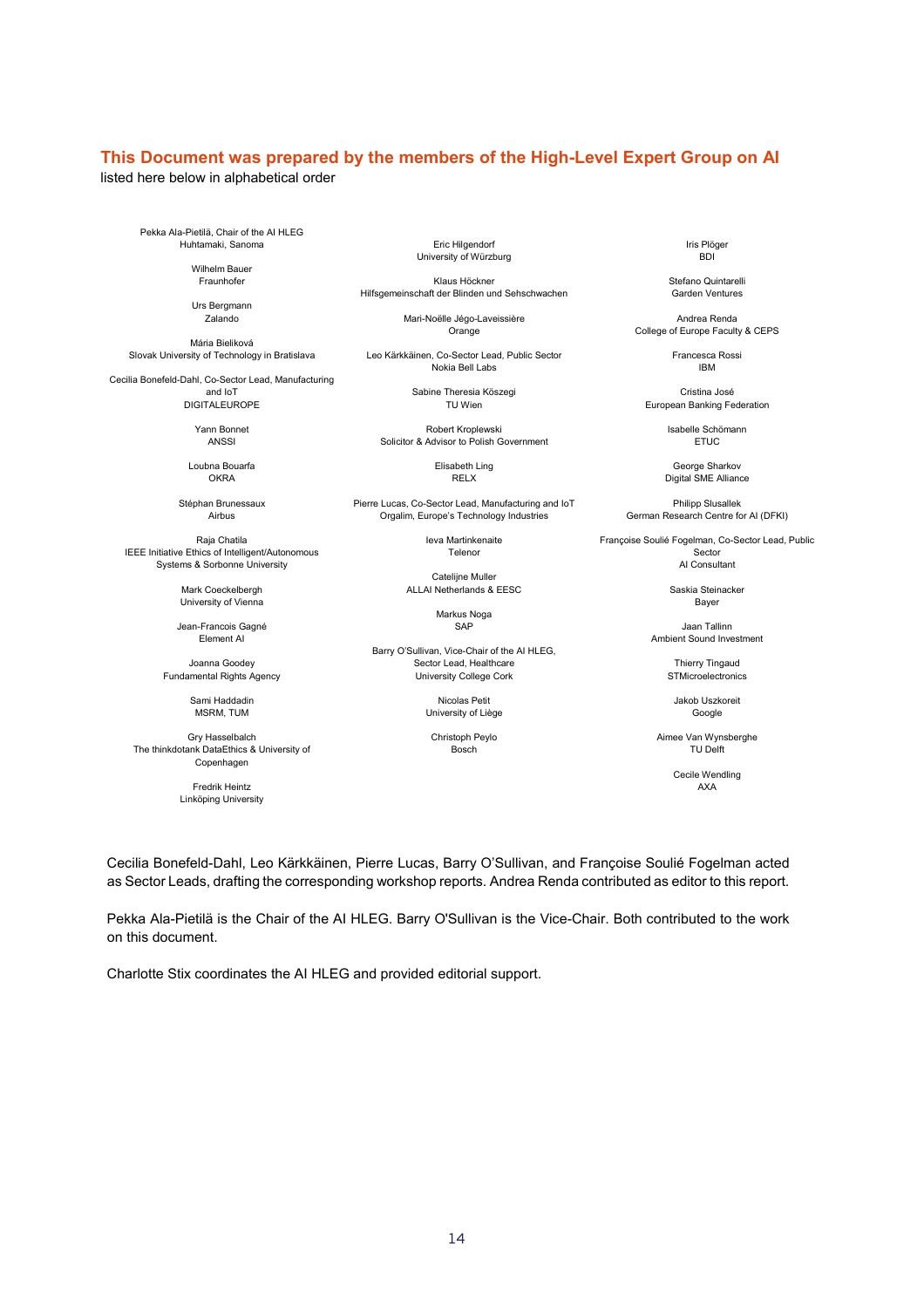## This Document was prepared by the members of the High-Level Expert Group on AI

listed here below in alphabetical order

Pekka Ala-Pietilä, Chair of the AI HLEG
Huhtamaki, Sanoma

Wilhelm Bauer
Fraunhofer

Urs Bergmann
Zalando

Mária Bieliková
Slovak University of Technology in Bratislava

Cecilia Bonefeld-Dahl, Co-Sector Lead, Manufacturing and IoT
DIGITALEUROPE

Yann Bonnet
ANSSI

Loubna Bouarfa
OKRA

Stéphan Brunessaux
Airbus

Raja Chatila
IEEE Initiative Ethics of Intelligent/Autonomous Systems & Sorbonne University

Mark Coeckelbergh
University of Vienna

Jean-Francois Gagné
Element AI

Joanna Goodey
Fundamental Rights Agency

Sami Haddadin
MSRM, TUM

Gry Hasselbalch
The thinkdotank DataEthics & University of Copenhagen

Fredrik Heintz
Linköping University

Eric Hilgendorf
University of Würzburg

Klaus Höckner
Hilfsgemeinschaft der Blinden und Sehschwachen

Mari-Noëlle Jégo-Laveissière
Orange

Leo Kärkkäinen, Co-Sector Lead, Public Sector
Nokia Bell Labs

Sabine Theresia Köszegi
TU Wien

Robert Kroplewski
Solicitor & Advisor to Polish Government

Elisabeth Ling
RELX

Pierre Lucas, Co-Sector Lead, Manufacturing and IoT
Orgalim, Europe's Technology Industries

Ieva Martinkenaite
Telenor

Catelijne Muller
ALLAI Netherlands & EESC

Markus Noga
SAP

Barry O'Sullivan, Vice-Chair of the AI HLEG, Sector Lead, Healthcare
University College Cork

Nicolas Petit
University of Liège

Christoph Peylo
Bosch

Iris Plöger
BDI

Stefano Quintarelli
Garden Ventures

Andrea Renda
College of Europe Faculty & CEPS

Francesca Rossi
IBM

Cristina José
European Banking Federation

Isabelle Schömann
ETUC

George Sharkov
Digital SME Alliance

Philipp Slusallek
German Research Centre for AI (DFKI)

Françoise Soulié Fogelman, Co-Sector Lead, Public Sector
AI Consultant

Saskia Steinacker
Bayer

Jaan Tallinn
Ambient Sound Investment

Thierry Tingaud
STMicroelectronics

Jakob Uszkoreit
Google

Aimee Van Wynsberghe
TU Delft

Cecile Wendling
AXA

Cecilia Bonefeld-Dahl, Leo Kärkkäinen, Pierre Lucas, Barry O'Sullivan, and Françoise Soulié Fogelman acted as Sector Leads, drafting the corresponding workshop reports. Andrea Renda contributed as editor to this report.

Pekka Ala-Pietilä is the Chair of the AI HLEG. Barry O'Sullivan is the Vice-Chair. Both contributed to the work on this document.

Charlotte Stix coordinates the AI HLEG and provided editorial support.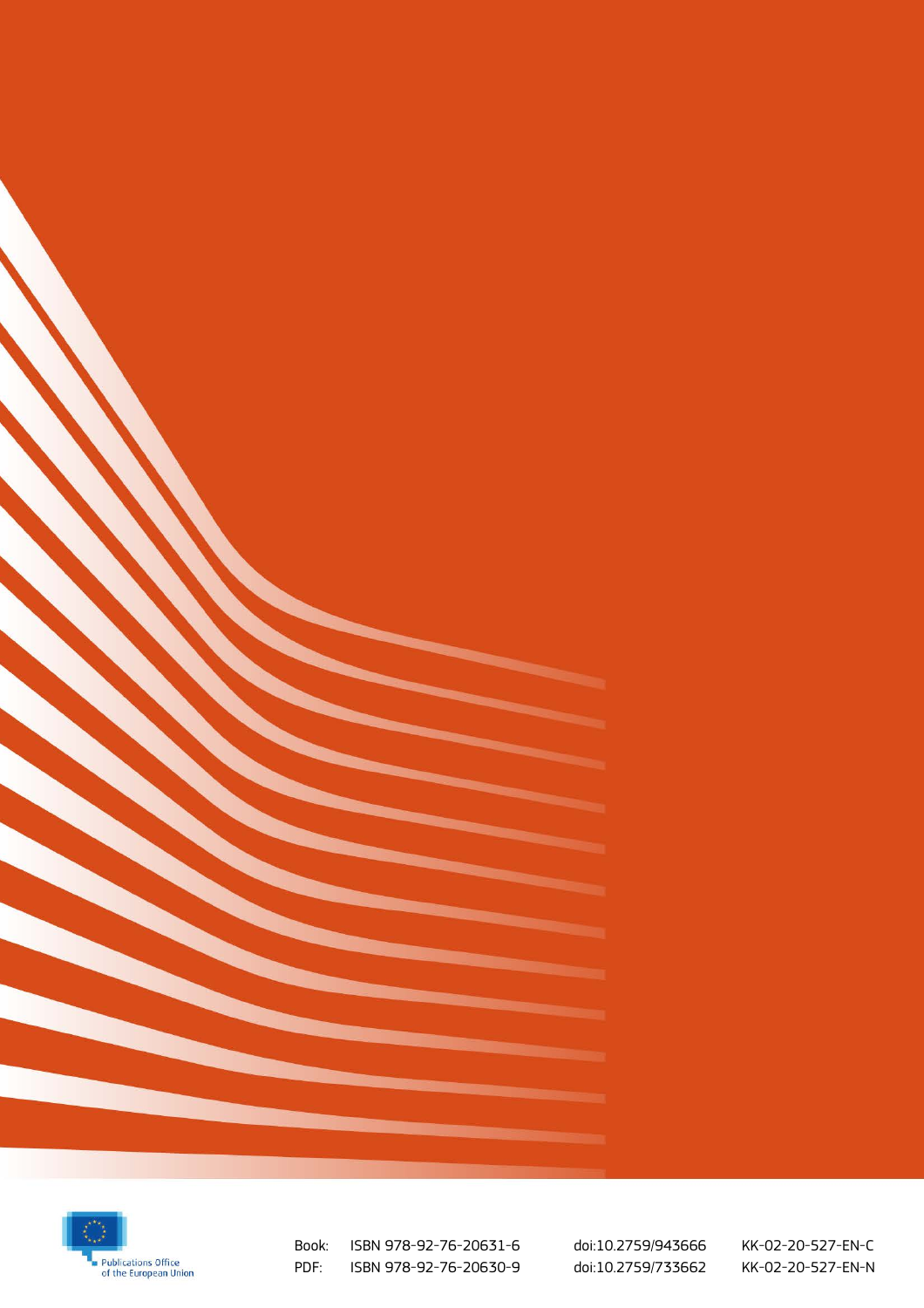Publications Office of the European Union

| | | | |
|---|---|---|---|
| Book: | ISBN 978-92-76-20631-6 | doi:10.2759/943666 | KK-02-20-527-EN-C |
| PDF: | ISBN 978-92-76-20630-9 | doi:10.2759/733662 | KK-02-20-527-EN-N |